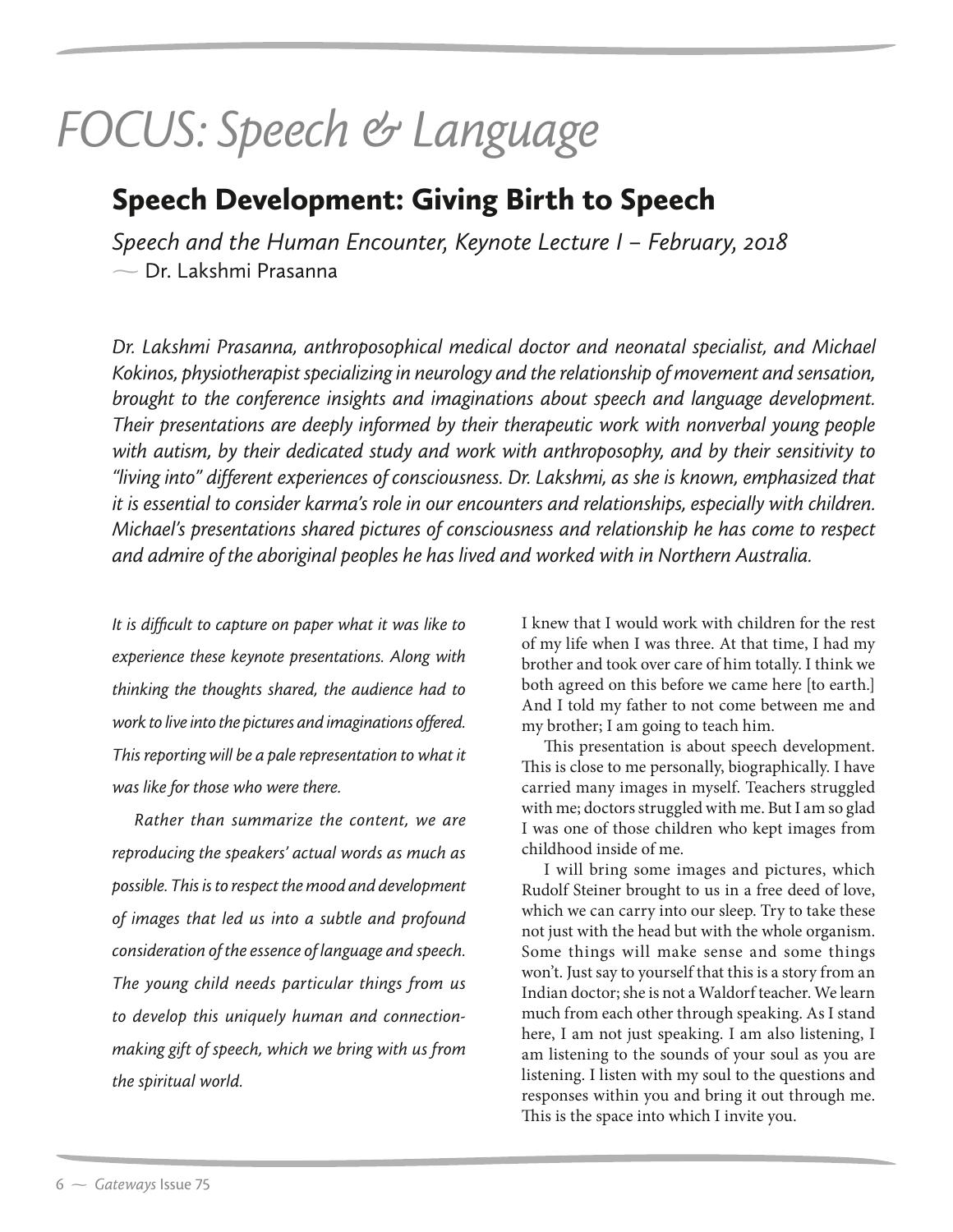# *FOCUS: Speech & Language*

## Speech Development: Giving Birth to Speech

*Speech and the Human Encounter, Keynote Lecture I – February, 2018*
— Dr. Lakshmi Prasanna

*Dr. Lakshmi Prasanna, anthroposophical medical doctor and neonatal specialist, and Michael Kokinos, physiotherapist specializing in neurology and the relationship of movement and sensation, brought to the conference insights and imaginations about speech and language development. Their presentations are deeply informed by their therapeutic work with nonverbal young people with autism, by their dedicated study and work with anthroposophy, and by their sensitivity to "living into" different experiences of consciousness. Dr. Lakshmi, as she is known, emphasized that it is essential to consider karma's role in our encounters and relationships, especially with children. Michael's presentations shared pictures of consciousness and relationship he has come to respect and admire of the aboriginal peoples he has lived and worked with in Northern Australia.*

*It is difficult to capture on paper what it was like to experience these keynote presentations. Along with thinking the thoughts shared, the audience had to work to live into the pictures and imaginations offered. This reporting will be a pale representation to what it was like for those who were there.*

*Rather than summarize the content, we are reproducing the speakers' actual words as much as possible. This is to respect the mood and development of images that led us into a subtle and profound consideration of the essence of language and speech. The young child needs particular things from us to develop this uniquely human and connection-making gift of speech, which we bring with us from the spiritual world.*

I knew that I would work with children for the rest of my life when I was three. At that time, I had my brother and took over care of him totally. I think we both agreed on this before we came here [to earth.] And I told my father to not come between me and my brother; I am going to teach him.

This presentation is about speech development. This is close to me personally, biographically. I have carried many images in myself. Teachers struggled with me; doctors struggled with me. But I am so glad I was one of those children who kept images from childhood inside of me.

I will bring some images and pictures, which Rudolf Steiner brought to us in a free deed of love, which we can carry into our sleep. Try to take these not just with the head but with the whole organism. Some things will make sense and some things won't. Just say to yourself that this is a story from an Indian doctor; she is not a Waldorf teacher. We learn much from each other through speaking. As I stand here, I am not just speaking. I am also listening, I am listening to the sounds of your soul as you are listening. I listen with my soul to the questions and responses within you and bring it out through me. This is the space into which I invite you.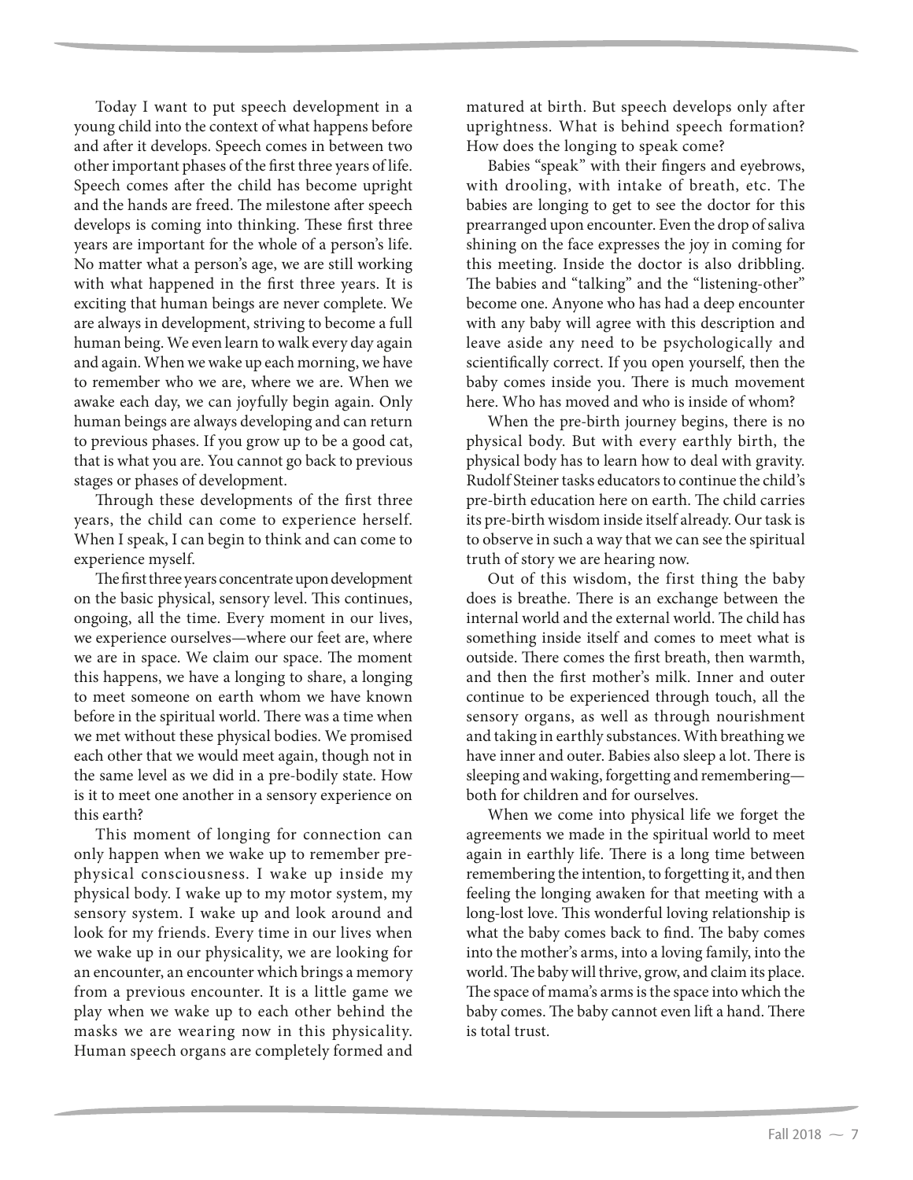Today I want to put speech development in a young child into the context of what happens before and after it develops. Speech comes in between two other important phases of the first three years of life. Speech comes after the child has become upright and the hands are freed. The milestone after speech develops is coming into thinking. These first three years are important for the whole of a person's life. No matter what a person's age, we are still working with what happened in the first three years. It is exciting that human beings are never complete. We are always in development, striving to become a full human being. We even learn to walk every day again and again. When we wake up each morning, we have to remember who we are, where we are. When we awake each day, we can joyfully begin again. Only human beings are always developing and can return to previous phases. If you grow up to be a good cat, that is what you are. You cannot go back to previous stages or phases of development.

Through these developments of the first three years, the child can come to experience herself. When I speak, I can begin to think and can come to experience myself.

The first three years concentrate upon development on the basic physical, sensory level. This continues, ongoing, all the time. Every moment in our lives, we experience ourselves—where our feet are, where we are in space. We claim our space. The moment this happens, we have a longing to share, a longing to meet someone on earth whom we have known before in the spiritual world. There was a time when we met without these physical bodies. We promised each other that we would meet again, though not in the same level as we did in a pre-bodily state. How is it to meet one another in a sensory experience on this earth?

This moment of longing for connection can only happen when we wake up to remember pre-physical consciousness. I wake up inside my physical body. I wake up to my motor system, my sensory system. I wake up and look around and look for my friends. Every time in our lives when we wake up in our physicality, we are looking for an encounter, an encounter which brings a memory from a previous encounter. It is a little game we play when we wake up to each other behind the masks we are wearing now in this physicality. Human speech organs are completely formed and matured at birth. But speech develops only after uprightness. What is behind speech formation? How does the longing to speak come?

Babies "speak" with their fingers and eyebrows, with drooling, with intake of breath, etc. The babies are longing to get to see the doctor for this prearranged upon encounter. Even the drop of saliva shining on the face expresses the joy in coming for this meeting. Inside the doctor is also dribbling. The babies and "talking" and the "listening-other" become one. Anyone who has had a deep encounter with any baby will agree with this description and leave aside any need to be psychologically and scientifically correct. If you open yourself, then the baby comes inside you. There is much movement here. Who has moved and who is inside of whom?

When the pre-birth journey begins, there is no physical body. But with every earthly birth, the physical body has to learn how to deal with gravity. Rudolf Steiner tasks educators to continue the child's pre-birth education here on earth. The child carries its pre-birth wisdom inside itself already. Our task is to observe in such a way that we can see the spiritual truth of story we are hearing now.

Out of this wisdom, the first thing the baby does is breathe. There is an exchange between the internal world and the external world. The child has something inside itself and comes to meet what is outside. There comes the first breath, then warmth, and then the first mother's milk. Inner and outer continue to be experienced through touch, all the sensory organs, as well as through nourishment and taking in earthly substances. With breathing we have inner and outer. Babies also sleep a lot. There is sleeping and waking, forgetting and remembering—both for children and for ourselves.

When we come into physical life we forget the agreements we made in the spiritual world to meet again in earthly life. There is a long time between remembering the intention, to forgetting it, and then feeling the longing awaken for that meeting with a long-lost love. This wonderful loving relationship is what the baby comes back to find. The baby comes into the mother's arms, into a loving family, into the world. The baby will thrive, grow, and claim its place. The space of mama's arms is the space into which the baby comes. The baby cannot even lift a hand. There is total trust.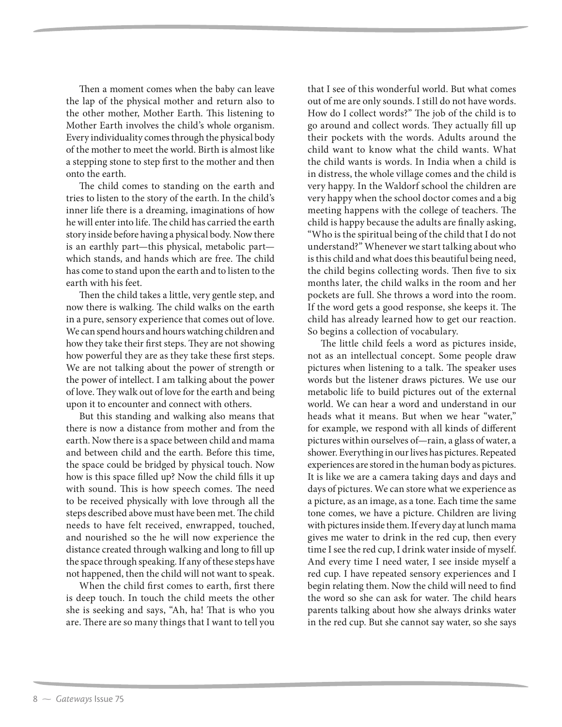Then a moment comes when the baby can leave the lap of the physical mother and return also to the other mother, Mother Earth. This listening to Mother Earth involves the child's whole organism. Every individuality comes through the physical body of the mother to meet the world. Birth is almost like a stepping stone to step first to the mother and then onto the earth.

The child comes to standing on the earth and tries to listen to the story of the earth. In the child's inner life there is a dreaming, imaginations of how he will enter into life. The child has carried the earth story inside before having a physical body. Now there is an earthly part—this physical, metabolic part—which stands, and hands which are free. The child has come to stand upon the earth and to listen to the earth with his feet.

Then the child takes a little, very gentle step, and now there is walking. The child walks on the earth in a pure, sensory experience that comes out of love. We can spend hours and hours watching children and how they take their first steps. They are not showing how powerful they are as they take these first steps. We are not talking about the power of strength or the power of intellect. I am talking about the power of love. They walk out of love for the earth and being upon it to encounter and connect with others.

But this standing and walking also means that there is now a distance from mother and from the earth. Now there is a space between child and mama and between child and the earth. Before this time, the space could be bridged by physical touch. Now how is this space filled up? Now the child fills it up with sound. This is how speech comes. The need to be received physically with love through all the steps described above must have been met. The child needs to have felt received, enwrapped, touched, and nourished so the he will now experience the distance created through walking and long to fill up the space through speaking. If any of these steps have not happened, then the child will not want to speak.

When the child first comes to earth, first there is deep touch. In touch the child meets the other she is seeking and says, "Ah, ha! That is who you are. There are so many things that I want to tell you that I see of this wonderful world. But what comes out of me are only sounds. I still do not have words. How do I collect words?" The job of the child is to go around and collect words. They actually fill up their pockets with the words. Adults around the child want to know what the child wants. What the child wants is words. In India when a child is in distress, the whole village comes and the child is very happy. In the Waldorf school the children are very happy when the school doctor comes and a big meeting happens with the college of teachers. The child is happy because the adults are finally asking, "Who is the spiritual being of the child that I do not understand?" Whenever we start talking about who is this child and what does this beautiful being need, the child begins collecting words. Then five to six months later, the child walks in the room and her pockets are full. She throws a word into the room. If the word gets a good response, she keeps it. The child has already learned how to get our reaction. So begins a collection of vocabulary.

The little child feels a word as pictures inside, not as an intellectual concept. Some people draw pictures when listening to a talk. The speaker uses words but the listener draws pictures. We use our metabolic life to build pictures out of the external world. We can hear a word and understand in our heads what it means. But when we hear "water," for example, we respond with all kinds of different pictures within ourselves of—rain, a glass of water, a shower. Everything in our lives has pictures. Repeated experiences are stored in the human body as pictures. It is like we are a camera taking days and days and days of pictures. We can store what we experience as a picture, as an image, as a tone. Each time the same tone comes, we have a picture. Children are living with pictures inside them. If every day at lunch mama gives me water to drink in the red cup, then every time I see the red cup, I drink water inside of myself. And every time I need water, I see inside myself a red cup. I have repeated sensory experiences and I begin relating them. Now the child will need to find the word so she can ask for water. The child hears parents talking about how she always drinks water in the red cup. But she cannot say water, so she says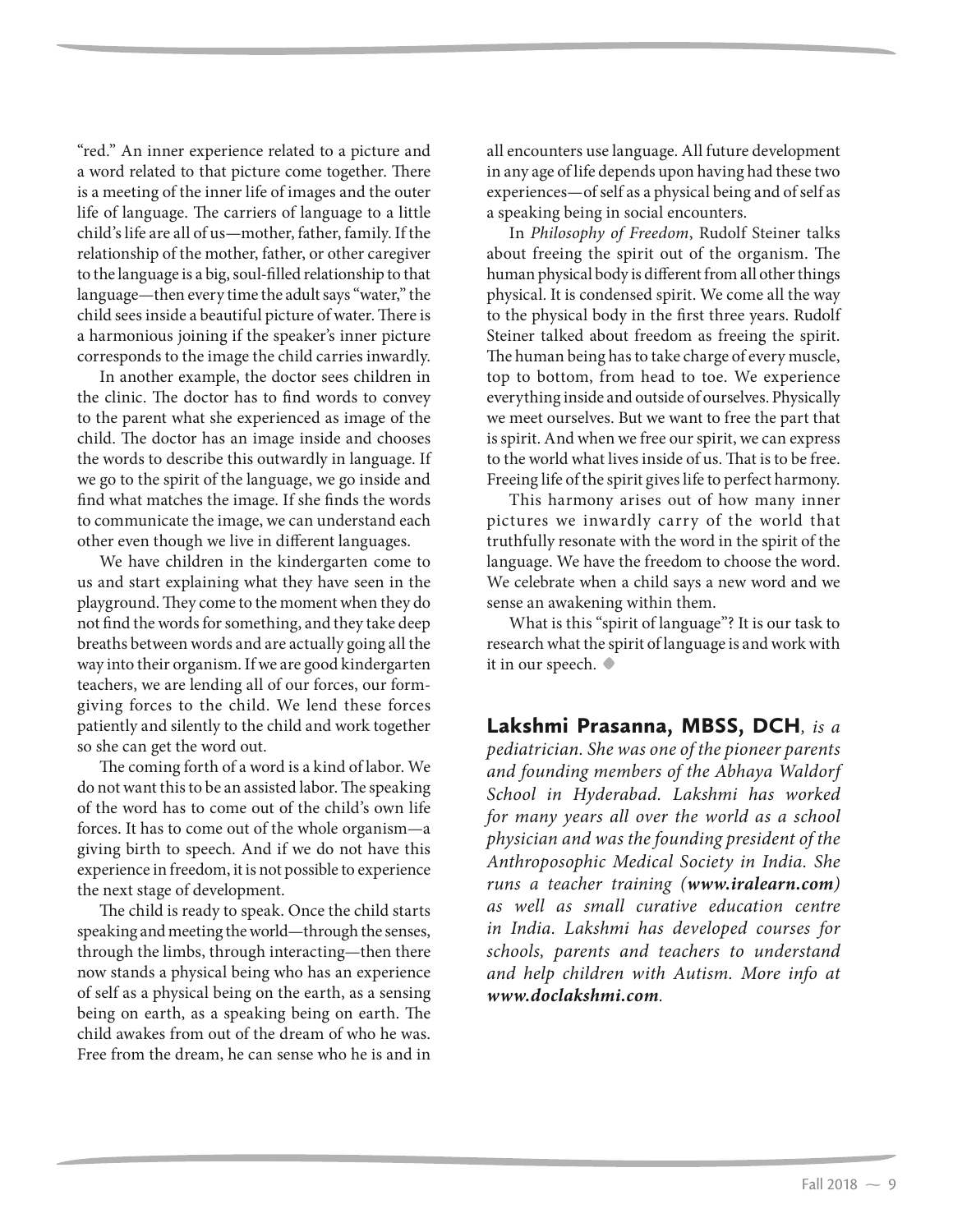"red." An inner experience related to a picture and a word related to that picture come together. There is a meeting of the inner life of images and the outer life of language. The carriers of language to a little child's life are all of us—mother, father, family. If the relationship of the mother, father, or other caregiver to the language is a big, soul-filled relationship to that language—then every time the adult says "water," the child sees inside a beautiful picture of water. There is a harmonious joining if the speaker's inner picture corresponds to the image the child carries inwardly.

In another example, the doctor sees children in the clinic. The doctor has to find words to convey to the parent what she experienced as image of the child. The doctor has an image inside and chooses the words to describe this outwardly in language. If we go to the spirit of the language, we go inside and find what matches the image. If she finds the words to communicate the image, we can understand each other even though we live in different languages.

We have children in the kindergarten come to us and start explaining what they have seen in the playground. They come to the moment when they do not find the words for something, and they take deep breaths between words and are actually going all the way into their organism. If we are good kindergarten teachers, we are lending all of our forces, our form-giving forces to the child. We lend these forces patiently and silently to the child and work together so she can get the word out.

The coming forth of a word is a kind of labor. We do not want this to be an assisted labor. The speaking of the word has to come out of the child's own life forces. It has to come out of the whole organism—a giving birth to speech. And if we do not have this experience in freedom, it is not possible to experience the next stage of development.

The child is ready to speak. Once the child starts speaking and meeting the world—through the senses, through the limbs, through interacting—then there now stands a physical being who has an experience of self as a physical being on the earth, as a sensing being on earth, as a speaking being on earth. The child awakes from out of the dream of who he was. Free from the dream, he can sense who he is and in all encounters use language. All future development in any age of life depends upon having had these two experiences—of self as a physical being and of self as a speaking being in social encounters.

In *Philosophy of Freedom*, Rudolf Steiner talks about freeing the spirit out of the organism. The human physical body is different from all other things physical. It is condensed spirit. We come all the way to the physical body in the first three years. Rudolf Steiner talked about freedom as freeing the spirit. The human being has to take charge of every muscle, top to bottom, from head to toe. We experience everything inside and outside of ourselves. Physically we meet ourselves. But we want to free the part that is spirit. And when we free our spirit, we can express to the world what lives inside of us. That is to be free. Freeing life of the spirit gives life to perfect harmony.

This harmony arises out of how many inner pictures we inwardly carry of the world that truthfully resonate with the word in the spirit of the language. We have the freedom to choose the word. We celebrate when a child says a new word and we sense an awakening within them.

What is this "spirit of language"? It is our task to research what the spirit of language is and work with it in our speech. ◆

**Lakshmi Prasanna, MBSS, DCH**, *is a pediatrician. She was one of the pioneer parents and founding members of the Abhaya Waldorf School in Hyderabad. Lakshmi has worked for many years all over the world as a school physician and was the founding president of the Anthroposophic Medical Society in India. She runs a teacher training (**www.iralearn.com**) as well as small curative education centre in India. Lakshmi has developed courses for schools, parents and teachers to understand and help children with Autism. More info at **www.doclakshmi.com**.*